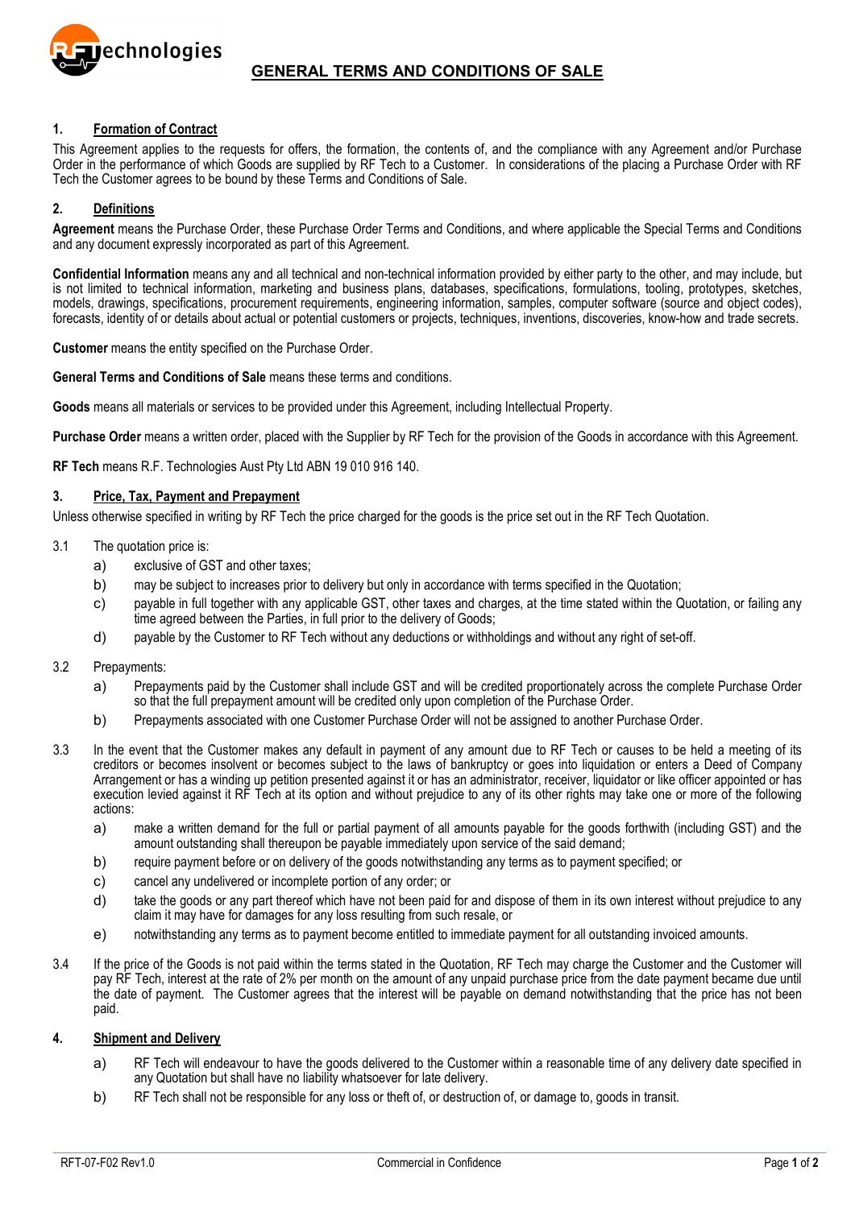# GENERAL TERMS AND CONDITIONS OF SALE

## 1. Formation of Contract

This Agreement applies to the requests for offers, the formation, the contents of, and the compliance with any Agreement and/or Purchase Order in the performance of which Goods are supplied by RF Tech to a Customer. In considerations of the placing a Purchase Order with RF Tech the Customer agrees to be bound by these Terms and Conditions of Sale.

## 2. Definitions

**Agreement** means the Purchase Order, these Purchase Order Terms and Conditions, and where applicable the Special Terms and Conditions and any document expressly incorporated as part of this Agreement.

**Confidential Information** means any and all technical and non-technical information provided by either party to the other, and may include, but is not limited to technical information, marketing and business plans, databases, specifications, formulations, tooling, prototypes, sketches, models, drawings, specifications, procurement requirements, engineering information, samples, computer software (source and object codes), forecasts, identity of or details about actual or potential customers or projects, techniques, inventions, discoveries, know-how and trade secrets.

**Customer** means the entity specified on the Purchase Order.

**General Terms and Conditions of Sale** means these terms and conditions.

**Goods** means all materials or services to be provided under this Agreement, including Intellectual Property.

**Purchase Order** means a written order, placed with the Supplier by RF Tech for the provision of the Goods in accordance with this Agreement.

**RF Tech** means R.F. Technologies Aust Pty Ltd ABN 19 010 916 140.

## 3. Price, Tax, Payment and Prepayment

Unless otherwise specified in writing by RF Tech the price charged for the goods is the price set out in the RF Tech Quotation.

3.1 The quotation price is:

- a) exclusive of GST and other taxes;
- b) may be subject to increases prior to delivery but only in accordance with terms specified in the Quotation;
- c) payable in full together with any applicable GST, other taxes and charges, at the time stated within the Quotation, or failing any time agreed between the Parties, in full prior to the delivery of Goods;
- d) payable by the Customer to RF Tech without any deductions or withholdings and without any right of set-off.

3.2 Prepayments:

- a) Prepayments paid by the Customer shall include GST and will be credited proportionately across the complete Purchase Order so that the full prepayment amount will be credited only upon completion of the Purchase Order.
- b) Prepayments associated with one Customer Purchase Order will not be assigned to another Purchase Order.

3.3 In the event that the Customer makes any default in payment of any amount due to RF Tech or causes to be held a meeting of its creditors or becomes insolvent or becomes subject to the laws of bankruptcy or goes into liquidation or enters a Deed of Company Arrangement or has a winding up petition presented against it or has an administrator, receiver, liquidator or like officer appointed or has execution levied against it RF Tech at its option and without prejudice to any of its other rights may take one or more of the following actions:

- a) make a written demand for the full or partial payment of all amounts payable for the goods forthwith (including GST) and the amount outstanding shall thereupon be payable immediately upon service of the said demand;
- b) require payment before or on delivery of the goods notwithstanding any terms as to payment specified; or
- c) cancel any undelivered or incomplete portion of any order; or
- d) take the goods or any part thereof which have not been paid for and dispose of them in its own interest without prejudice to any claim it may have for damages for any loss resulting from such resale, or
- e) notwithstanding any terms as to payment become entitled to immediate payment for all outstanding invoiced amounts.

3.4 If the price of the Goods is not paid within the terms stated in the Quotation, RF Tech may charge the Customer and the Customer will pay RF Tech, interest at the rate of 2% per month on the amount of any unpaid purchase price from the date payment became due until the date of payment. The Customer agrees that the interest will be payable on demand notwithstanding that the price has not been paid.

## 4. Shipment and Delivery

- a) RF Tech will endeavour to have the goods delivered to the Customer within a reasonable time of any delivery date specified in any Quotation but shall have no liability whatsoever for late delivery.
- b) RF Tech shall not be responsible for any loss or theft of, or destruction of, or damage to, goods in transit.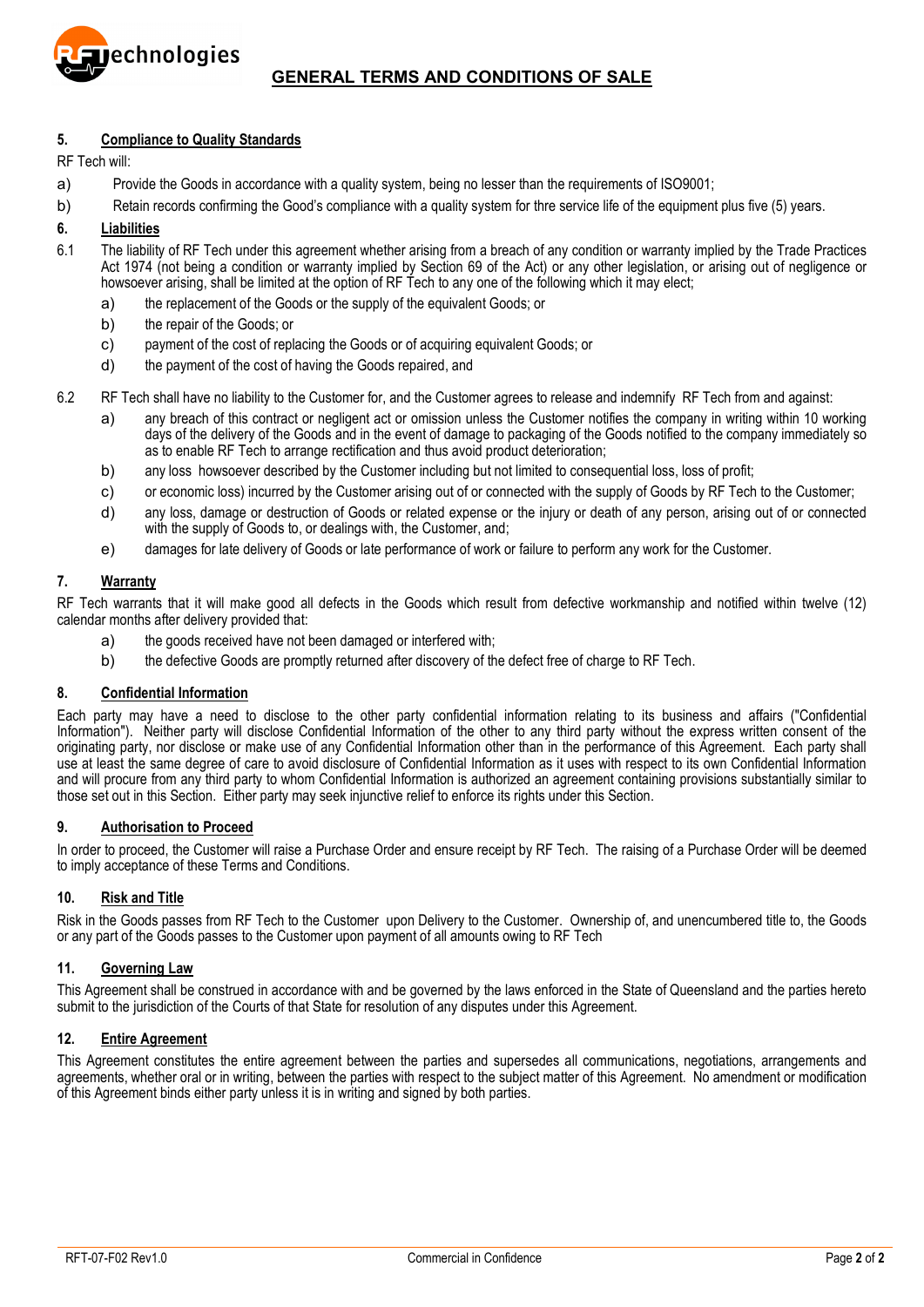## GENERAL TERMS AND CONDITIONS OF SALE

### 5. Compliance to Quality Standards

RF Tech will:

a) Provide the Goods in accordance with a quality system, being no lesser than the requirements of ISO9001;

b) Retain records confirming the Good's compliance with a quality system for thre service life of the equipment plus five (5) years.

### 6. Liabilities

6.1 The liability of RF Tech under this agreement whether arising from a breach of any condition or warranty implied by the Trade Practices Act 1974 (not being a condition or warranty implied by Section 69 of the Act) or any other legislation, or arising out of negligence or howsoever arising, shall be limited at the option of RF Tech to any one of the following which it may elect;

a) the replacement of the Goods or the supply of the equivalent Goods; or

b) the repair of the Goods; or

c) payment of the cost of replacing the Goods or of acquiring equivalent Goods; or

d) the payment of the cost of having the Goods repaired, and

6.2 RF Tech shall have no liability to the Customer for, and the Customer agrees to release and indemnify RF Tech from and against:

a) any breach of this contract or negligent act or omission unless the Customer notifies the company in writing within 10 working days of the delivery of the Goods and in the event of damage to packaging of the Goods notified to the company immediately so as to enable RF Tech to arrange rectification and thus avoid product deterioration;

b) any loss howsoever described by the Customer including but not limited to consequential loss, loss of profit;

c) or economic loss) incurred by the Customer arising out of or connected with the supply of Goods by RF Tech to the Customer;

d) any loss, damage or destruction of Goods or related expense or the injury or death of any person, arising out of or connected with the supply of Goods to, or dealings with, the Customer, and;

e) damages for late delivery of Goods or late performance of work or failure to perform any work for the Customer.

### 7. Warranty

RF Tech warrants that it will make good all defects in the Goods which result from defective workmanship and notified within twelve (12) calendar months after delivery provided that:

a) the goods received have not been damaged or interfered with;

b) the defective Goods are promptly returned after discovery of the defect free of charge to RF Tech.

### 8. Confidential Information

Each party may have a need to disclose to the other party confidential information relating to its business and affairs ("Confidential Information"). Neither party will disclose Confidential Information of the other to any third party without the express written consent of the originating party, nor disclose or make use of any Confidential Information other than in the performance of this Agreement. Each party shall use at least the same degree of care to avoid disclosure of Confidential Information as it uses with respect to its own Confidential Information and will procure from any third party to whom Confidential Information is authorized an agreement containing provisions substantially similar to those set out in this Section. Either party may seek injunctive relief to enforce its rights under this Section.

### 9. Authorisation to Proceed

In order to proceed, the Customer will raise a Purchase Order and ensure receipt by RF Tech. The raising of a Purchase Order will be deemed to imply acceptance of these Terms and Conditions.

### 10. Risk and Title

Risk in the Goods passes from RF Tech to the Customer upon Delivery to the Customer. Ownership of, and unencumbered title to, the Goods or any part of the Goods passes to the Customer upon payment of all amounts owing to RF Tech

### 11. Governing Law

This Agreement shall be construed in accordance with and be governed by the laws enforced in the State of Queensland and the parties hereto submit to the jurisdiction of the Courts of that State for resolution of any disputes under this Agreement.

### 12. Entire Agreement

This Agreement constitutes the entire agreement between the parties and supersedes all communications, negotiations, arrangements and agreements, whether oral or in writing, between the parties with respect to the subject matter of this Agreement. No amendment or modification of this Agreement binds either party unless it is in writing and signed by both parties.